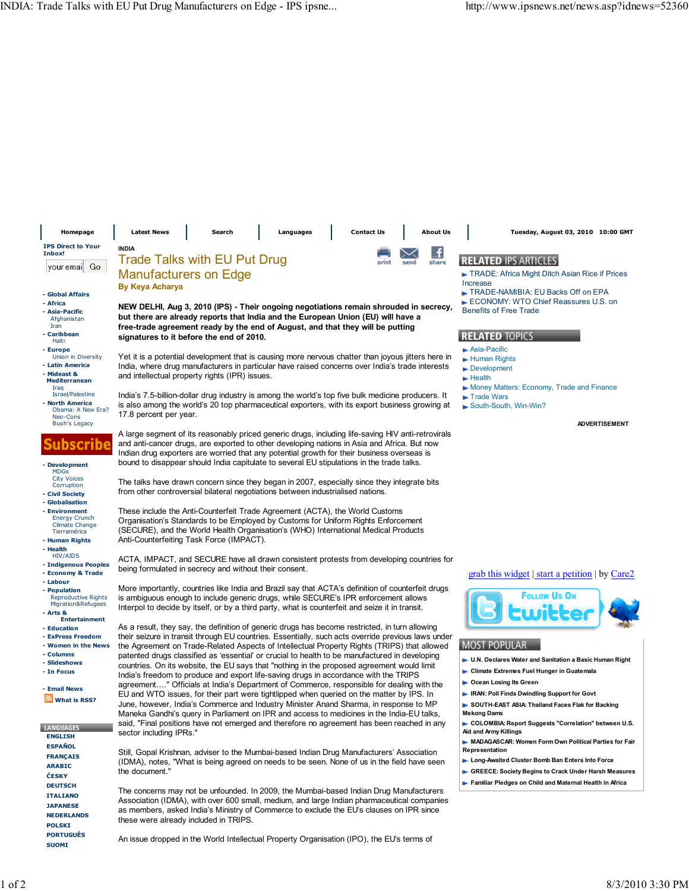INDIA

# Trade Talks with EU Put Drug Manufacturers on Edge

**By Keya Acharya**

**NEW DELHI, Aug 3, 2010 (IPS) - Their ongoing negotiations remain shrouded in secrecy, but there are already reports that India and the European Union (EU) will have a free-trade agreement ready by the end of August, and that they will be putting signatures to it before the end of 2010.**

Yet it is a potential development that is causing more nervous chatter than joyous jitters here in India, where drug manufacturers in particular have raised concerns over India's trade interests and intellectual property rights (IPR) issues.

India's 7.5-billion-dollar drug industry is among the world's top five bulk medicine producers. It is also among the world's 20 top pharmaceutical exporters, with its export business growing at 17.8 percent per year.

A large segment of its reasonably priced generic drugs, including life-saving HIV anti-retrovirals and anti-cancer drugs, are exported to other developing nations in Asia and Africa. But now Indian drug exporters are worried that any potential growth for their business overseas is bound to disappear should India capitulate to several EU stipulations in the trade talks.

The talks have drawn concern since they began in 2007, especially since they integrate bits from other controversial bilateral negotiations between industrialised nations.

These include the Anti-Counterfeit Trade Agreement (ACTA), the World Customs Organisation's Standards to be Employed by Customs for Uniform Rights Enforcement (SECURE), and the World Health Organisation's (WHO) International Medical Products Anti-Counterfeiting Task Force (IMPACT).

ACTA, IMPACT, and SECURE have all drawn consistent protests from developing countries for being formulated in secrecy and without their consent.

More importantly, countries like India and Brazil say that ACTA's definition of counterfeit drugs is ambiguous enough to include generic drugs, while SECURE's IPR enforcement allows Interpol to decide by itself, or by a third party, what is counterfeit and seize it in transit.

As a result, they say, the definition of generic drugs has become restricted, in turn allowing their seizure in transit through EU countries. Essentially, such acts override previous laws under the Agreement on Trade-Related Aspects of Intellectual Property Rights (TRIPS) that allowed patented drugs classified as 'essential' or crucial to health to be manufactured in developing countries. On its website, the EU says that "nothing in the proposed agreement would limit India's freedom to produce and export life-saving drugs in accordance with the TRIPS agreement…." Officials at India's Department of Commerce, responsible for dealing with the EU and WTO issues, for their part were tightlipped when queried on the matter by IPS. In June, however, India's Commerce and Industry Minister Anand Sharma, in response to MP Maneka Gandhi's query in Parliament on IPR and access to medicines in the India-EU talks, said, "Final positions have not emerged and therefore no agreement has been reached in any sector including IPRs."

Still, Gopal Krishnan, adviser to the Mumbai-based Indian Drug Manufacturers' Association (IDMA), notes, "What is being agreed on needs to be seen. None of us in the field have seen the document."

The concerns may not be unfounded. In 2009, the Mumbai-based Indian Drug Manufacturers Association (IDMA), with over 600 small, medium, and large Indian pharmaceutical companies as members, asked India's Ministry of Commerce to exclude the EU's clauses on IPR since these were already included in TRIPS.

An issue dropped in the World Intellectual Property Organisation (IPO), the EU's terms of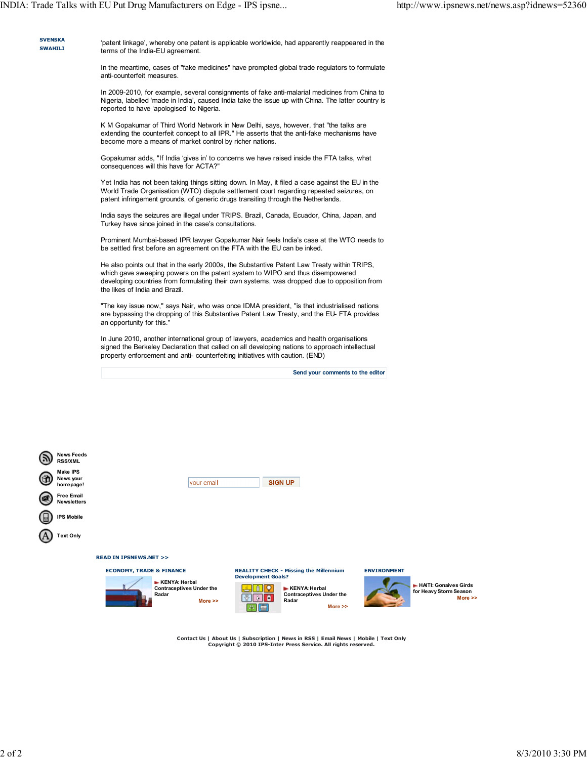SVENSKA
SWAHILI

'patent linkage', whereby one patent is applicable worldwide, had apparently reappeared in the terms of the India-EU agreement.

In the meantime, cases of "fake medicines" have prompted global trade regulators to formulate anti-counterfeit measures.

In 2009-2010, for example, several consignments of fake anti-malarial medicines from China to Nigeria, labelled 'made in India', caused India take the issue up with China. The latter country is reported to have 'apologised' to Nigeria.

K M Gopakumar of Third World Network in New Delhi, says, however, that "the talks are extending the counterfeit concept to all IPR." He asserts that the anti-fake mechanisms have become more a means of market control by richer nations.

Gopakumar adds, "If India 'gives in' to concerns we have raised inside the FTA talks, what consequences will this have for ACTA?"

Yet India has not been taking things sitting down. In May, it filed a case against the EU in the World Trade Organisation (WTO) dispute settlement court regarding repeated seizures, on patent infringement grounds, of generic drugs transiting through the Netherlands.

India says the seizures are illegal under TRIPS. Brazil, Canada, Ecuador, China, Japan, and Turkey have since joined in the case's consultations.

Prominent Mumbai-based IPR lawyer Gopakumar Nair feels India's case at the WTO needs to be settled first before an agreement on the FTA with the EU can be inked.

He also points out that in the early 2000s, the Substantive Patent Law Treaty within TRIPS, which gave sweeping powers on the patent system to WIPO and thus disempowered developing countries from formulating their own systems, was dropped due to opposition from the likes of India and Brazil.

"The key issue now," says Nair, who was once IDMA president, "is that industrialised nations are bypassing the dropping of this Substantive Patent Law Treaty, and the EU- FTA provides an opportunity for this."

In June 2010, another international group of lawyers, academics and health organisations signed the Berkeley Declaration that called on all developing nations to approach intellectual property enforcement and anti- counterfeiting initiatives with caution. (END)

Send your comments to the editor

News Feeds RSS/XML

Make IPS News your homepage!

Free Email Newsletters

IPS Mobile

Text Only

your email SIGN UP

READ IN IPSNEWS.NET >>

ECONOMY, TRADE & FINANCE

KENYA: Herbal Contraceptives Under the Radar
More >>

REALITY CHECK - Missing the Millennium Development Goals?

KENYA: Herbal Contraceptives Under the Radar
More >>

ENVIRONMENT

HAITI: Gonaives Girds for Heavy Storm Season
More >>

Contact Us | About Us | Subscription | News in RSS | Email News | Mobile | Text Only
Copyright © 2010 IPS-Inter Press Service. All rights reserved.